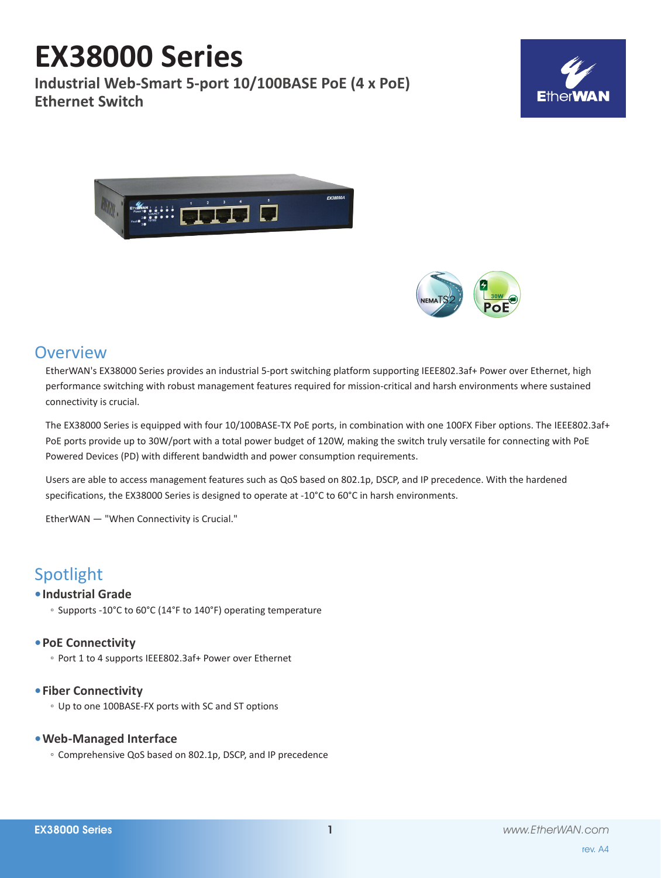# EX38000 Series

**Industrial Web-Smart 5-port 10/100BASE PoE (4 x PoE) Ethernet Switch**

## Overview

EtherWAN's EX38000 Series provides an industrial 5-port switching platform supporting IEEE802.3af+ Power over Ethernet, high performance switching with robust management features required for mission-critical and harsh environments where sustained connectivity is crucial.

The EX38000 Series is equipped with four 10/100BASE-TX PoE ports, in combination with one 100FX Fiber options. The IEEE802.3af+ PoE ports provide up to 30W/port with a total power budget of 120W, making the switch truly versatile for connecting with PoE Powered Devices (PD) with different bandwidth and power consumption requirements.

Users are able to access management features such as QoS based on 802.1p, DSCP, and IP precedence. With the hardened specifications, the EX38000 Series is designed to operate at -10°C to 60°C in harsh environments.

EtherWAN — "When Connectivity is Crucial."

## Spotlight

- **Industrial Grade**
  - Supports -10°C to 60°C (14°F to 140°F) operating temperature
- **PoE Connectivity**
  - Port 1 to 4 supports IEEE802.3af+ Power over Ethernet
- **Fiber Connectivity**
  - Up to one 100BASE-FX ports with SC and ST options
- **Web-Managed Interface**
  - Comprehensive QoS based on 802.1p, DSCP, and IP precedence

rev. A4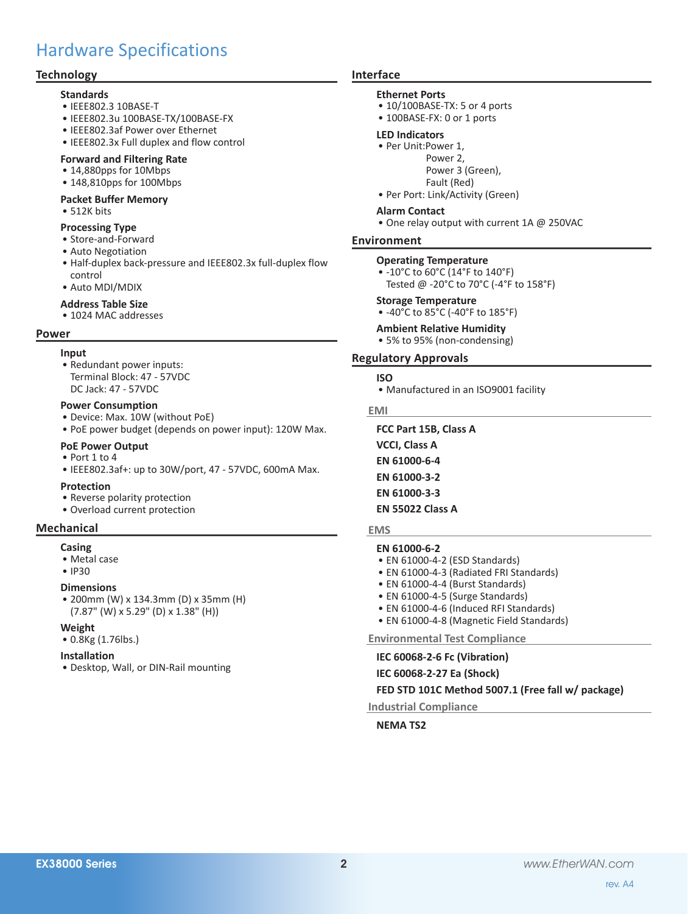# Hardware Specifications

## Technology

### Standards
- IEEE802.3 10BASE-T
- IEEE802.3u 100BASE-TX/100BASE-FX
- IEEE802.3af Power over Ethernet
- IEEE802.3x Full duplex and flow control

### Forward and Filtering Rate
- 14,880pps for 10Mbps
- 148,810pps for 100Mbps

### Packet Buffer Memory
- 512K bits

### Processing Type
- Store-and-Forward
- Auto Negotiation
- Half-duplex back-pressure and IEEE802.3x full-duplex flow control
- Auto MDI/MDIX

### Address Table Size
- 1024 MAC addresses

## Power

### Input
- Redundant power inputs:
  Terminal Block: 47 - 57VDC
  DC Jack: 47 - 57VDC

### Power Consumption
- Device: Max. 10W (without PoE)
- PoE power budget (depends on power input): 120W Max.

### PoE Power Output
- Port 1 to 4
- IEEE802.3af+: up to 30W/port, 47 - 57VDC, 600mA Max.

### Protection
- Reverse polarity protection
- Overload current protection

## Mechanical

### Casing
- Metal case
- IP30

### Dimensions
- 200mm (W) x 134.3mm (D) x 35mm (H)
  (7.87" (W) x 5.29" (D) x 1.38" (H))

### Weight
- 0.8Kg (1.76lbs.)

### Installation
- Desktop, Wall, or DIN-Rail mounting

## Interface

### Ethernet Ports
- 10/100BASE-TX: 5 or 4 ports
- 100BASE-FX: 0 or 1 ports

### LED Indicators
- Per Unit: Power 1,
  Power 2,
  Power 3 (Green),
  Fault (Red)
- Per Port: Link/Activity (Green)

### Alarm Contact
- One relay output with current 1A @ 250VAC

## Environment

### Operating Temperature
- -10°C to 60°C (14°F to 140°F)
  Tested @ -20°C to 70°C (-4°F to 158°F)

### Storage Temperature
- -40°C to 85°C (-40°F to 185°F)

### Ambient Relative Humidity
- 5% to 95% (non-condensing)

## Regulatory Approvals

### ISO
- Manufactured in an ISO9001 facility

### EMI

**FCC Part 15B, Class A**

**VCCI, Class A**

**EN 61000-6-4**

**EN 61000-3-2**

**EN 61000-3-3**

**EN 55022 Class A**

### EMS

**EN 61000-6-2**
- EN 61000-4-2 (ESD Standards)
- EN 61000-4-3 (Radiated FRI Standards)
- EN 61000-4-4 (Burst Standards)
- EN 61000-4-5 (Surge Standards)
- EN 61000-4-6 (Induced RFI Standards)
- EN 61000-4-8 (Magnetic Field Standards)

### Environmental Test Compliance

**IEC 60068-2-6 Fc (Vibration)**

**IEC 60068-2-27 Ea (Shock)**

**FED STD 101C Method 5007.1 (Free fall w/ package)**

### Industrial Compliance

**NEMA TS2**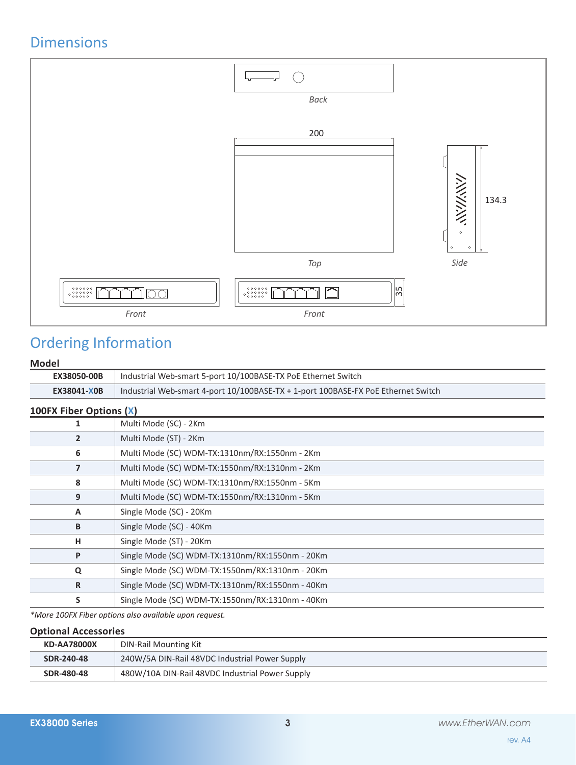## Dimensions

Back

200

Top

134.3

Side

Front

35

Front

## Ordering Information

### Model

| | |
|---|---|
| **EX38050-00B** | Industrial Web-smart 5-port 10/100BASE-TX PoE Ethernet Switch |
| **EX38041-X0B** | Industrial Web-smart 4-port 10/100BASE-TX + 1-port 100BASE-FX PoE Ethernet Switch |

### 100FX Fiber Options (X)

| | |
|---|---|
| **1** | Multi Mode (SC) - 2Km |
| **2** | Multi Mode (ST) - 2Km |
| **6** | Multi Mode (SC) WDM-TX:1310nm/RX:1550nm - 2Km |
| **7** | Multi Mode (SC) WDM-TX:1550nm/RX:1310nm - 2Km |
| **8** | Multi Mode (SC) WDM-TX:1310nm/RX:1550nm - 5Km |
| **9** | Multi Mode (SC) WDM-TX:1550nm/RX:1310nm - 5Km |
| **A** | Single Mode (SC) - 20Km |
| **B** | Single Mode (SC) - 40Km |
| **H** | Single Mode (ST) - 20Km |
| **P** | Single Mode (SC) WDM-TX:1310nm/RX:1550nm - 20Km |
| **Q** | Single Mode (SC) WDM-TX:1550nm/RX:1310nm - 20Km |
| **R** | Single Mode (SC) WDM-TX:1310nm/RX:1550nm - 40Km |
| **S** | Single Mode (SC) WDM-TX:1550nm/RX:1310nm - 40Km |

*\*More 100FX Fiber options also available upon request.*

### Optional Accessories

| | |
|---|---|
| **KD-AA78000X** | DIN-Rail Mounting Kit |
| **SDR-240-48** | 240W/5A DIN-Rail 48VDC Industrial Power Supply |
| **SDR-480-48** | 480W/10A DIN-Rail 48VDC Industrial Power Supply |